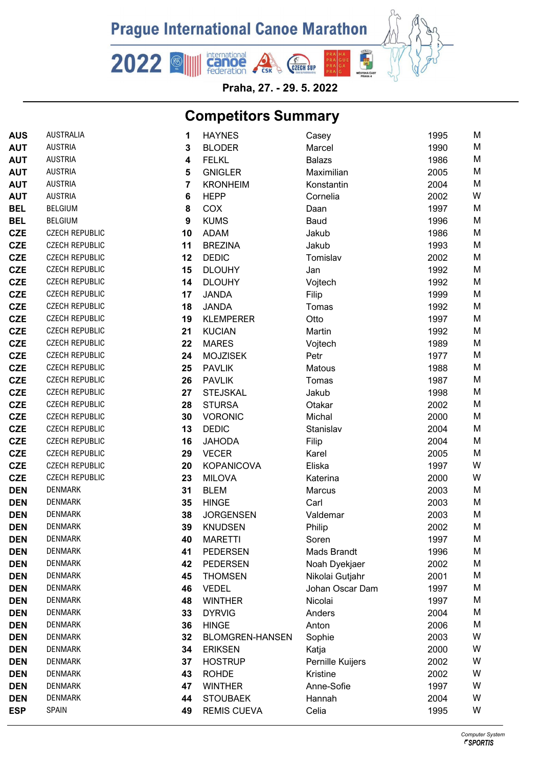# Prague International Canoe Marathon

2022

Praha, 27. - 29. 5. 2022

## Competitors Summary

| | | | | | | |
|---|---|---|---|---|---|---|
| **AUS** | AUSTRALIA | **1** | HAYNES | Casey | 1995 | M |
| **AUT** | AUSTRIA | **3** | BLODER | Marcel | 1990 | M |
| **AUT** | AUSTRIA | **4** | FELKL | Balazs | 1986 | M |
| **AUT** | AUSTRIA | **5** | GNIGLER | Maximilian | 2005 | M |
| **AUT** | AUSTRIA | **7** | KRONHEIM | Konstantin | 2004 | M |
| **AUT** | AUSTRIA | **6** | HEPP | Cornelia | 2002 | W |
| **BEL** | BELGIUM | **8** | COX | Daan | 1997 | M |
| **BEL** | BELGIUM | **9** | KUMS | Baud | 1996 | M |
| **CZE** | CZECH REPUBLIC | **10** | ADAM | Jakub | 1986 | M |
| **CZE** | CZECH REPUBLIC | **11** | BREZINA | Jakub | 1993 | M |
| **CZE** | CZECH REPUBLIC | **12** | DEDIC | Tomislav | 2002 | M |
| **CZE** | CZECH REPUBLIC | **15** | DLOUHY | Jan | 1992 | M |
| **CZE** | CZECH REPUBLIC | **14** | DLOUHY | Vojtech | 1992 | M |
| **CZE** | CZECH REPUBLIC | **17** | JANDA | Filip | 1999 | M |
| **CZE** | CZECH REPUBLIC | **18** | JANDA | Tomas | 1992 | M |
| **CZE** | CZECH REPUBLIC | **19** | KLEMPERER | Otto | 1997 | M |
| **CZE** | CZECH REPUBLIC | **21** | KUCIAN | Martin | 1992 | M |
| **CZE** | CZECH REPUBLIC | **22** | MARES | Vojtech | 1989 | M |
| **CZE** | CZECH REPUBLIC | **24** | MOJZISEK | Petr | 1977 | M |
| **CZE** | CZECH REPUBLIC | **25** | PAVLIK | Matous | 1988 | M |
| **CZE** | CZECH REPUBLIC | **26** | PAVLIK | Tomas | 1987 | M |
| **CZE** | CZECH REPUBLIC | **27** | STEJSKAL | Jakub | 1998 | M |
| **CZE** | CZECH REPUBLIC | **28** | STURSA | Otakar | 2002 | M |
| **CZE** | CZECH REPUBLIC | **30** | VORONIC | Michal | 2000 | M |
| **CZE** | CZECH REPUBLIC | **13** | DEDIC | Stanislav | 2004 | M |
| **CZE** | CZECH REPUBLIC | **16** | JAHODA | Filip | 2004 | M |
| **CZE** | CZECH REPUBLIC | **29** | VECER | Karel | 2005 | M |
| **CZE** | CZECH REPUBLIC | **20** | KOPANICOVA | Eliska | 1997 | W |
| **CZE** | CZECH REPUBLIC | **23** | MILOVA | Katerina | 2000 | W |
| **DEN** | DENMARK | **31** | BLEM | Marcus | 2003 | M |
| **DEN** | DENMARK | **35** | HINGE | Carl | 2003 | M |
| **DEN** | DENMARK | **38** | JORGENSEN | Valdemar | 2003 | M |
| **DEN** | DENMARK | **39** | KNUDSEN | Philip | 2002 | M |
| **DEN** | DENMARK | **40** | MARETTI | Soren | 1997 | M |
| **DEN** | DENMARK | **41** | PEDERSEN | Mads Brandt | 1996 | M |
| **DEN** | DENMARK | **42** | PEDERSEN | Noah Dyekjaer | 2002 | M |
| **DEN** | DENMARK | **45** | THOMSEN | Nikolai Gutjahr | 2001 | M |
| **DEN** | DENMARK | **46** | VEDEL | Johan Oscar Dam | 1997 | M |
| **DEN** | DENMARK | **48** | WINTHER | Nicolai | 1997 | M |
| **DEN** | DENMARK | **33** | DYRVIG | Anders | 2004 | M |
| **DEN** | DENMARK | **36** | HINGE | Anton | 2006 | M |
| **DEN** | DENMARK | **32** | BLOMGREN-HANSEN | Sophie | 2003 | W |
| **DEN** | DENMARK | **34** | ERIKSEN | Katja | 2000 | W |
| **DEN** | DENMARK | **37** | HOSTRUP | Pernille Kuijers | 2002 | W |
| **DEN** | DENMARK | **43** | ROHDE | Kristine | 2002 | W |
| **DEN** | DENMARK | **47** | WINTHER | Anne-Sofie | 1997 | W |
| **DEN** | DENMARK | **44** | STOUBAEK | Hannah | 2004 | W |
| **ESP** | SPAIN | **49** | REMIS CUEVA | Celia | 1995 | W |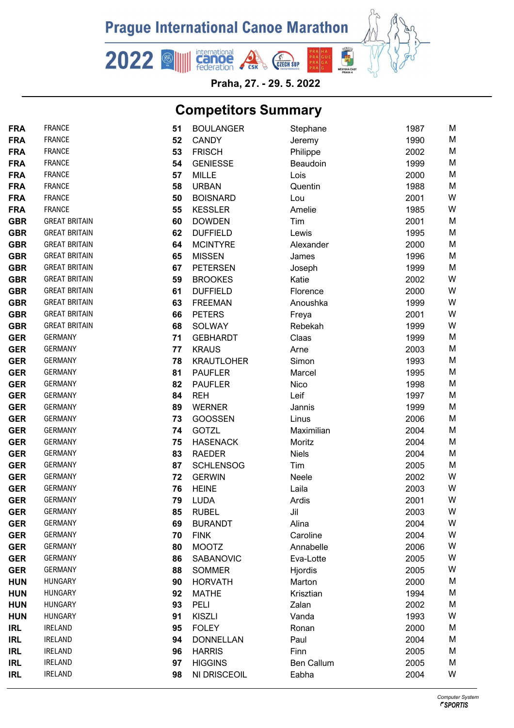# Prague International Canoe Marathon

2022

Praha, 27. - 29. 5. 2022

## Competitors Summary

| | | | | | | |
|---|---|---|---|---|---|---|
| FRA | FRANCE | 51 | BOULANGER | Stephane | 1987 | M |
| FRA | FRANCE | 52 | CANDY | Jeremy | 1990 | M |
| FRA | FRANCE | 53 | FRISCH | Philippe | 2002 | M |
| FRA | FRANCE | 54 | GENIESSE | Beaudoin | 1999 | M |
| FRA | FRANCE | 57 | MILLE | Lois | 2000 | M |
| FRA | FRANCE | 58 | URBAN | Quentin | 1988 | M |
| FRA | FRANCE | 50 | BOISNARD | Lou | 2001 | W |
| FRA | FRANCE | 55 | KESSLER | Amelie | 1985 | W |
| GBR | GREAT BRITAIN | 60 | DOWDEN | Tim | 2001 | M |
| GBR | GREAT BRITAIN | 62 | DUFFIELD | Lewis | 1995 | M |
| GBR | GREAT BRITAIN | 64 | MCINTYRE | Alexander | 2000 | M |
| GBR | GREAT BRITAIN | 65 | MISSEN | James | 1996 | M |
| GBR | GREAT BRITAIN | 67 | PETERSEN | Joseph | 1999 | M |
| GBR | GREAT BRITAIN | 59 | BROOKES | Katie | 2002 | W |
| GBR | GREAT BRITAIN | 61 | DUFFIELD | Florence | 2000 | W |
| GBR | GREAT BRITAIN | 63 | FREEMAN | Anoushka | 1999 | W |
| GBR | GREAT BRITAIN | 66 | PETERS | Freya | 2001 | W |
| GBR | GREAT BRITAIN | 68 | SOLWAY | Rebekah | 1999 | W |
| GER | GERMANY | 71 | GEBHARDT | Claas | 1999 | M |
| GER | GERMANY | 77 | KRAUS | Arne | 2003 | M |
| GER | GERMANY | 78 | KRAUTLOHER | Simon | 1993 | M |
| GER | GERMANY | 81 | PAUFLER | Marcel | 1995 | M |
| GER | GERMANY | 82 | PAUFLER | Nico | 1998 | M |
| GER | GERMANY | 84 | REH | Leif | 1997 | M |
| GER | GERMANY | 89 | WERNER | Jannis | 1999 | M |
| GER | GERMANY | 73 | GOOSSEN | Linus | 2006 | M |
| GER | GERMANY | 74 | GOTZL | Maximilian | 2004 | M |
| GER | GERMANY | 75 | HASENACK | Moritz | 2004 | M |
| GER | GERMANY | 83 | RAEDER | Niels | 2004 | M |
| GER | GERMANY | 87 | SCHLENSOG | Tim | 2005 | M |
| GER | GERMANY | 72 | GERWIN | Neele | 2002 | W |
| GER | GERMANY | 76 | HEINE | Laila | 2003 | W |
| GER | GERMANY | 79 | LUDA | Ardis | 2001 | W |
| GER | GERMANY | 85 | RUBEL | Jil | 2003 | W |
| GER | GERMANY | 69 | BURANDT | Alina | 2004 | W |
| GER | GERMANY | 70 | FINK | Caroline | 2004 | W |
| GER | GERMANY | 80 | MOOTZ | Annabelle | 2006 | W |
| GER | GERMANY | 86 | SABANOVIC | Eva-Lotte | 2005 | W |
| GER | GERMANY | 88 | SOMMER | Hjordis | 2005 | W |
| HUN | HUNGARY | 90 | HORVATH | Marton | 2000 | M |
| HUN | HUNGARY | 92 | MATHE | Krisztian | 1994 | M |
| HUN | HUNGARY | 93 | PELI | Zalan | 2002 | M |
| HUN | HUNGARY | 91 | KISZLI | Vanda | 1993 | W |
| IRL | IRELAND | 95 | FOLEY | Ronan | 2000 | M |
| IRL | IRELAND | 94 | DONNELLAN | Paul | 2004 | M |
| IRL | IRELAND | 96 | HARRIS | Finn | 2005 | M |
| IRL | IRELAND | 97 | HIGGINS | Ben Callum | 2005 | M |
| IRL | IRELAND | 98 | NI DRISCEOIL | Eabha | 2004 | W |

Computer System SPORTIS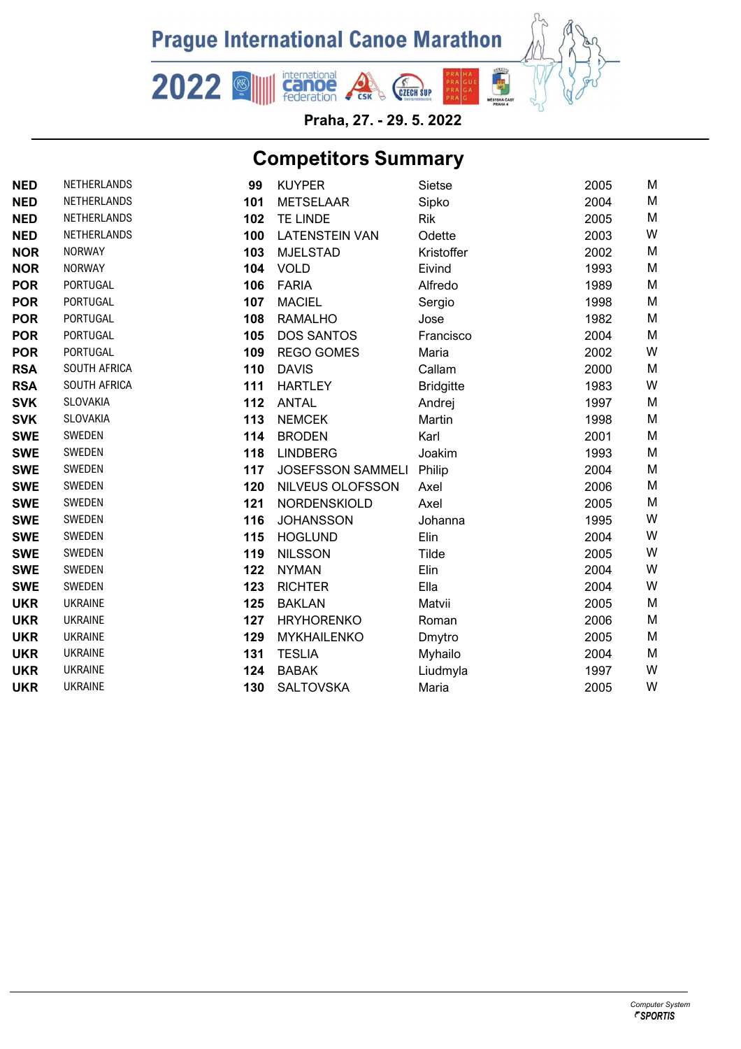# Prague International Canoe Marathon

2022

Praha, 27. - 29. 5. 2022

## Competitors Summary

| | | | | | | |
|---|---|---|---|---|---|---|
| NED | NETHERLANDS | 99 | KUYPER | Sietse | 2005 | M |
| NED | NETHERLANDS | 101 | METSELAAR | Sipko | 2004 | M |
| NED | NETHERLANDS | 102 | TE LINDE | Rik | 2005 | M |
| NED | NETHERLANDS | 100 | LATENSTEIN VAN | Odette | 2003 | W |
| NOR | NORWAY | 103 | MJELSTAD | Kristoffer | 2002 | M |
| NOR | NORWAY | 104 | VOLD | Eivind | 1993 | M |
| POR | PORTUGAL | 106 | FARIA | Alfredo | 1989 | M |
| POR | PORTUGAL | 107 | MACIEL | Sergio | 1998 | M |
| POR | PORTUGAL | 108 | RAMALHO | Jose | 1982 | M |
| POR | PORTUGAL | 105 | DOS SANTOS | Francisco | 2004 | M |
| POR | PORTUGAL | 109 | REGO GOMES | Maria | 2002 | W |
| RSA | SOUTH AFRICA | 110 | DAVIS | Callam | 2000 | M |
| RSA | SOUTH AFRICA | 111 | HARTLEY | Bridgitte | 1983 | W |
| SVK | SLOVAKIA | 112 | ANTAL | Andrej | 1997 | M |
| SVK | SLOVAKIA | 113 | NEMCEK | Martin | 1998 | M |
| SWE | SWEDEN | 114 | BRODEN | Karl | 2001 | M |
| SWE | SWEDEN | 118 | LINDBERG | Joakim | 1993 | M |
| SWE | SWEDEN | 117 | JOSEFSSON SAMMELI | Philip | 2004 | M |
| SWE | SWEDEN | 120 | NILVEUS OLOFSSON | Axel | 2006 | M |
| SWE | SWEDEN | 121 | NORDENSKIOLD | Axel | 2005 | M |
| SWE | SWEDEN | 116 | JOHANSSON | Johanna | 1995 | W |
| SWE | SWEDEN | 115 | HOGLUND | Elin | 2004 | W |
| SWE | SWEDEN | 119 | NILSSON | Tilde | 2005 | W |
| SWE | SWEDEN | 122 | NYMAN | Elin | 2004 | W |
| SWE | SWEDEN | 123 | RICHTER | Ella | 2004 | W |
| UKR | UKRAINE | 125 | BAKLAN | Matvii | 2005 | M |
| UKR | UKRAINE | 127 | HRYHORENKO | Roman | 2006 | M |
| UKR | UKRAINE | 129 | MYKHAILENKO | Dmytro | 2005 | M |
| UKR | UKRAINE | 131 | TESLIA | Myhailo | 2004 | M |
| UKR | UKRAINE | 124 | BABAK | Liudmyla | 1997 | W |
| UKR | UKRAINE | 130 | SALTOVSKA | Maria | 2005 | W |

*Computer System*
**SPORTIS**